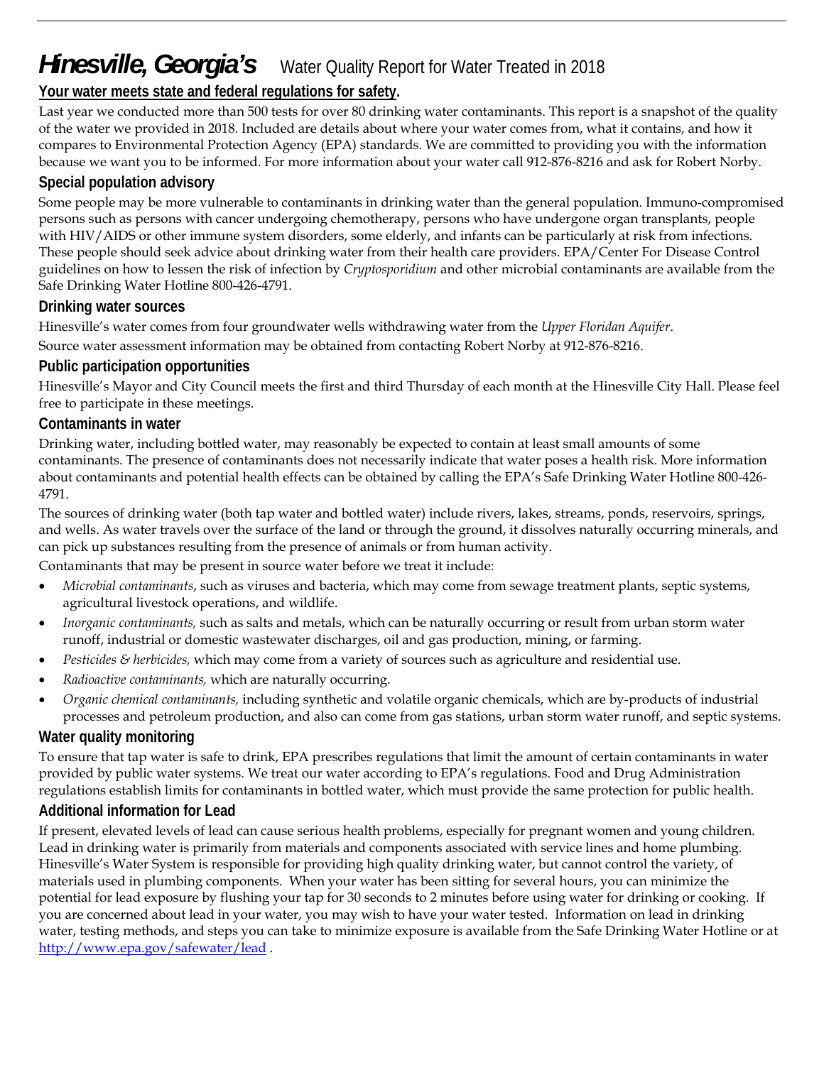# ***Hinesville, Georgia's*** Water Quality Report for Water Treated in 2018

**Your water meets state and federal regulations for safety.**

Last year we conducted more than 500 tests for over 80 drinking water contaminants. This report is a snapshot of the quality of the water we provided in 2018. Included are details about where your water comes from, what it contains, and how it compares to Environmental Protection Agency (EPA) standards. We are committed to providing you with the information because we want you to be informed. For more information about your water call 912-876-8216 and ask for Robert Norby.

## Special population advisory

Some people may be more vulnerable to contaminants in drinking water than the general population. Immuno-compromised persons such as persons with cancer undergoing chemotherapy, persons who have undergone organ transplants, people with HIV/AIDS or other immune system disorders, some elderly, and infants can be particularly at risk from infections. These people should seek advice about drinking water from their health care providers. EPA/Center For Disease Control guidelines on how to lessen the risk of infection by *Cryptosporidium* and other microbial contaminants are available from the Safe Drinking Water Hotline 800-426-4791.

## Drinking water sources

Hinesville's water comes from four groundwater wells withdrawing water from the *Upper Floridan Aquifer*.

Source water assessment information may be obtained from contacting Robert Norby at 912-876-8216.

## Public participation opportunities

Hinesville's Mayor and City Council meets the first and third Thursday of each month at the Hinesville City Hall. Please feel free to participate in these meetings.

## Contaminants in water

Drinking water, including bottled water, may reasonably be expected to contain at least small amounts of some contaminants. The presence of contaminants does not necessarily indicate that water poses a health risk. More information about contaminants and potential health effects can be obtained by calling the EPA's Safe Drinking Water Hotline 800-426-4791.

The sources of drinking water (both tap water and bottled water) include rivers, lakes, streams, ponds, reservoirs, springs, and wells. As water travels over the surface of the land or through the ground, it dissolves naturally occurring minerals, and can pick up substances resulting from the presence of animals or from human activity.

Contaminants that may be present in source water before we treat it include:

- *Microbial contaminants*, such as viruses and bacteria, which may come from sewage treatment plants, septic systems, agricultural livestock operations, and wildlife.
- *Inorganic contaminants,* such as salts and metals, which can be naturally occurring or result from urban storm water runoff, industrial or domestic wastewater discharges, oil and gas production, mining, or farming.
- *Pesticides & herbicides,* which may come from a variety of sources such as agriculture and residential use.
- *Radioactive contaminants,* which are naturally occurring.
- *Organic chemical contaminants,* including synthetic and volatile organic chemicals, which are by-products of industrial processes and petroleum production, and also can come from gas stations, urban storm water runoff, and septic systems.

## Water quality monitoring

To ensure that tap water is safe to drink, EPA prescribes regulations that limit the amount of certain contaminants in water provided by public water systems. We treat our water according to EPA's regulations. Food and Drug Administration regulations establish limits for contaminants in bottled water, which must provide the same protection for public health.

## Additional information for Lead

If present, elevated levels of lead can cause serious health problems, especially for pregnant women and young children. Lead in drinking water is primarily from materials and components associated with service lines and home plumbing. Hinesville's Water System is responsible for providing high quality drinking water, but cannot control the variety, of materials used in plumbing components. When your water has been sitting for several hours, you can minimize the potential for lead exposure by flushing your tap for 30 seconds to 2 minutes before using water for drinking or cooking. If you are concerned about lead in your water, you may wish to have your water tested. Information on lead in drinking water, testing methods, and steps you can take to minimize exposure is available from the Safe Drinking Water Hotline or at http://www.epa.gov/safewater/lead .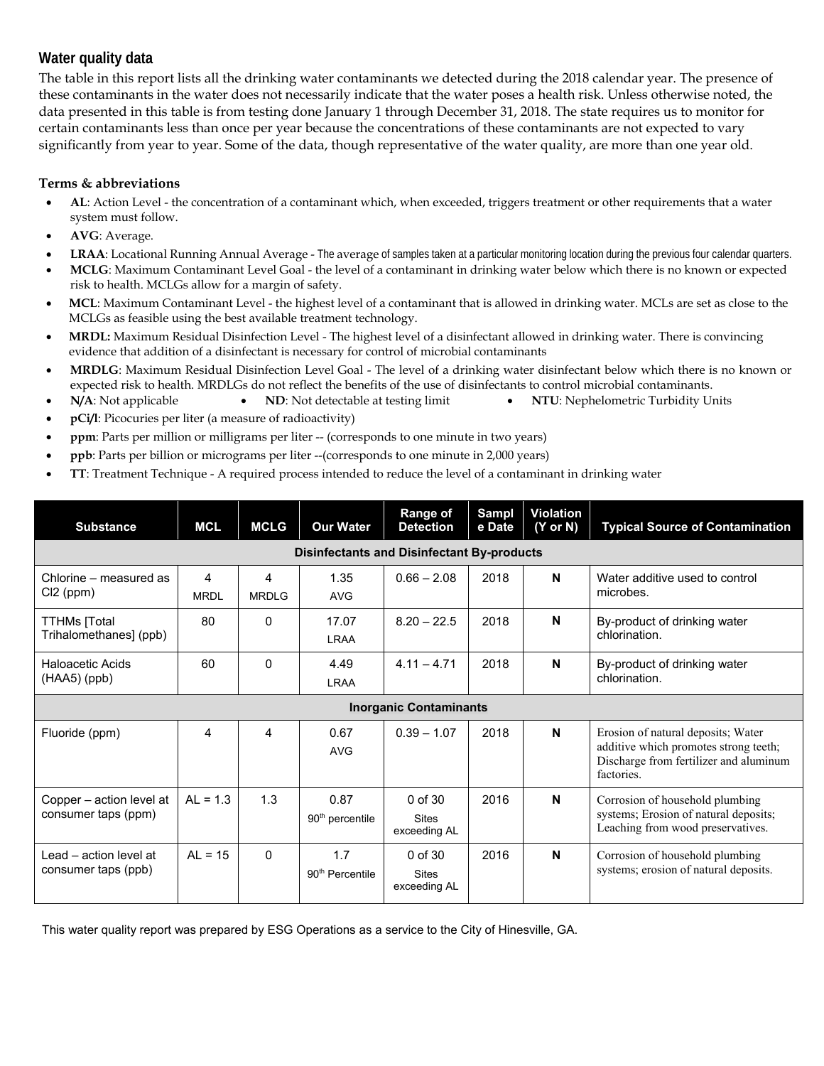## Water quality data

The table in this report lists all the drinking water contaminants we detected during the 2018 calendar year. The presence of these contaminants in the water does not necessarily indicate that the water poses a health risk. Unless otherwise noted, the data presented in this table is from testing done January 1 through December 31, 2018. The state requires us to monitor for certain contaminants less than once per year because the concentrations of these contaminants are not expected to vary significantly from year to year. Some of the data, though representative of the water quality, are more than one year old.

**Terms & abbreviations**

- **AL**: Action Level - the concentration of a contaminant which, when exceeded, triggers treatment or other requirements that a water system must follow.
- **AVG**: Average.
- **LRAA**: Locational Running Annual Average - The average of samples taken at a particular monitoring location during the previous four calendar quarters.
- **MCLG**: Maximum Contaminant Level Goal - the level of a contaminant in drinking water below which there is no known or expected risk to health. MCLGs allow for a margin of safety.
- **MCL**: Maximum Contaminant Level - the highest level of a contaminant that is allowed in drinking water. MCLs are set as close to the MCLGs as feasible using the best available treatment technology.
- **MRDL:** Maximum Residual Disinfection Level - The highest level of a disinfectant allowed in drinking water. There is convincing evidence that addition of a disinfectant is necessary for control of microbial contaminants
- **MRDLG**: Maximum Residual Disinfection Level Goal - The level of a drinking water disinfectant below which there is no known or expected risk to health. MRDLGs do not reflect the benefits of the use of disinfectants to control microbial contaminants.
- **N/A**: Not applicable
- **ND**: Not detectable at testing limit
- **NTU**: Nephelometric Turbidity Units
- **pCi/l**: Picocuries per liter (a measure of radioactivity)
- **ppm**: Parts per million or milligrams per liter -- (corresponds to one minute in two years)
- **ppb**: Parts per billion or micrograms per liter --(corresponds to one minute in 2,000 years)
- **TT**: Treatment Technique - A required process intended to reduce the level of a contaminant in drinking water

| Substance | MCL | MCLG | Our Water | Range of Detection | Sample Date | Violation (Y or N) | Typical Source of Contamination |
|---|---|---|---|---|---|---|---|
| **Disinfectants and Disinfectant By-products** | | | | | | | |
| Chlorine – measured as Cl2 (ppm) | 4 MRDL | 4 MRDLG | 1.35 AVG | 0.66 – 2.08 | 2018 | **N** | Water additive used to control microbes. |
| TTHMs [Total Trihalomethanes] (ppb) | 80 | 0 | 17.07 LRAA | 8.20 – 22.5 | 2018 | **N** | By-product of drinking water chlorination. |
| Haloacetic Acids (HAA5) (ppb) | 60 | 0 | 4.49 LRAA | 4.11 – 4.71 | 2018 | **N** | By-product of drinking water chlorination. |
| **Inorganic Contaminants** | | | | | | | |
| Fluoride (ppm) | 4 | 4 | 0.67 AVG | 0.39 – 1.07 | 2018 | **N** | Erosion of natural deposits; Water additive which promotes strong teeth; Discharge from fertilizer and aluminum factories. |
| Copper – action level at consumer taps (ppm) | AL = 1.3 | 1.3 | 0.87 90th percentile | 0 of 30 Sites exceeding AL | 2016 | **N** | Corrosion of household plumbing systems; Erosion of natural deposits; Leaching from wood preservatives. |
| Lead – action level at consumer taps (ppb) | AL = 15 | 0 | 1.7 90th Percentile | 0 of 30 Sites exceeding AL | 2016 | **N** | Corrosion of household plumbing systems; erosion of natural deposits. |

This water quality report was prepared by ESG Operations as a service to the City of Hinesville, GA.